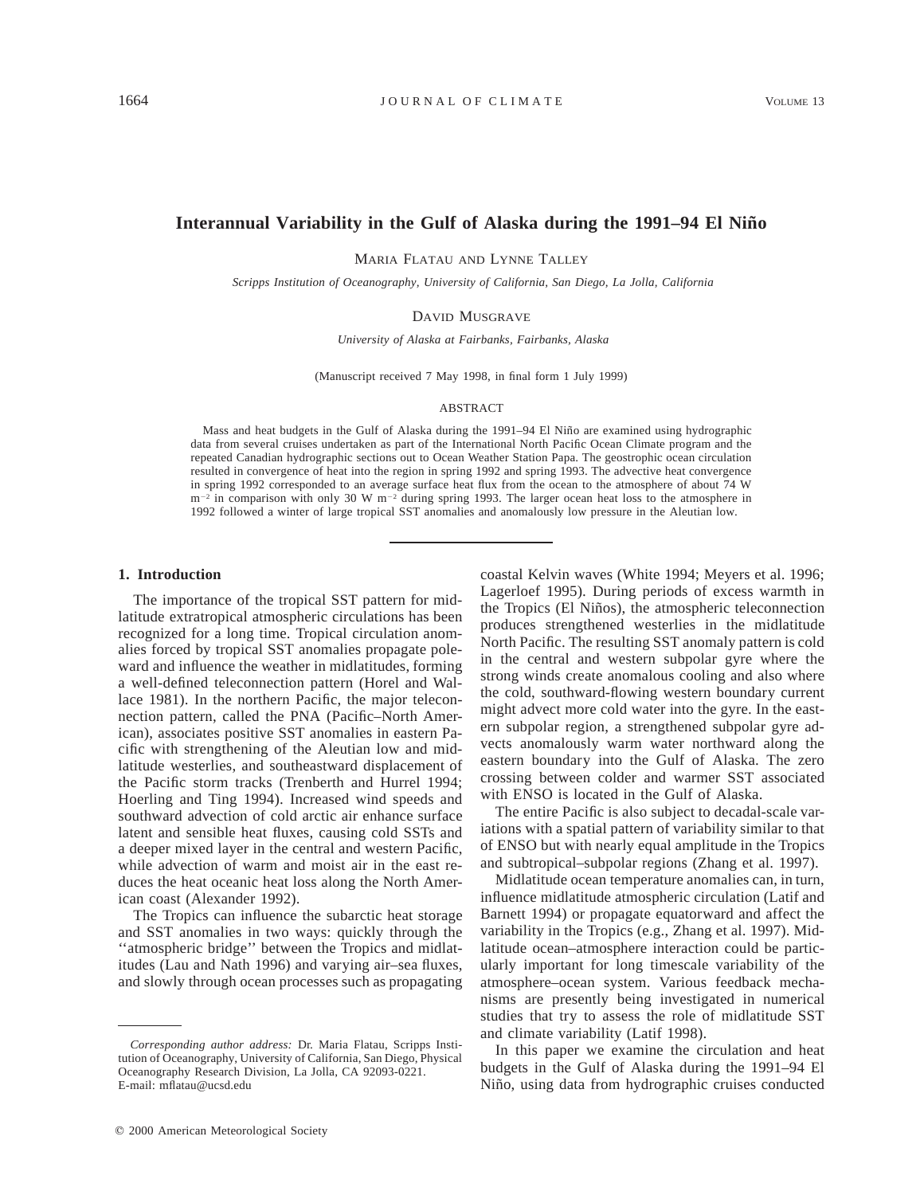# Interannual Variability in the Gulf of Alaska during the 1991–94 El Niño

MARIA FLATAU AND LYNNE TALLEY

*Scripps Institution of Oceanography, University of California, San Diego, La Jolla, California*

DAVID MUSGRAVE

*University of Alaska at Fairbanks, Fairbanks, Alaska*

(Manuscript received 7 May 1998, in final form 1 July 1999)

## ABSTRACT

Mass and heat budgets in the Gulf of Alaska during the 1991–94 El Niño are examined using hydrographic data from several cruises undertaken as part of the International North Pacific Ocean Climate program and the repeated Canadian hydrographic sections out to Ocean Weather Station Papa. The geostrophic ocean circulation resulted in convergence of heat into the region in spring 1992 and spring 1993. The advective heat convergence in spring 1992 corresponded to an average surface heat flux from the ocean to the atmosphere of about 74 W $m^{-2}$ in comparison with only 30 W $m^{-2}$ during spring 1993. The larger ocean heat loss to the atmosphere in 1992 followed a winter of large tropical SST anomalies and anomalously low pressure in the Aleutian low.

## 1. Introduction

The importance of the tropical SST pattern for midlatitude extratropical atmospheric circulations has been recognized for a long time. Tropical circulation anomalies forced by tropical SST anomalies propagate poleward and influence the weather in midlatitudes, forming a well-defined teleconnection pattern (Horel and Wallace 1981). In the northern Pacific, the major teleconnection pattern, called the PNA (Pacific–North American), associates positive SST anomalies in eastern Pacific with strengthening of the Aleutian low and midlatitude westerlies, and southeastward displacement of the Pacific storm tracks (Trenberth and Hurrel 1994; Hoerling and Ting 1994). Increased wind speeds and southward advection of cold arctic air enhance surface latent and sensible heat fluxes, causing cold SSTs and a deeper mixed layer in the central and western Pacific, while advection of warm and moist air in the east reduces the heat oceanic heat loss along the North American coast (Alexander 1992).

The Tropics can influence the subarctic heat storage and SST anomalies in two ways: quickly through the ''atmospheric bridge'' between the Tropics and midlatitudes (Lau and Nath 1996) and varying air–sea fluxes, and slowly through ocean processes such as propagating coastal Kelvin waves (White 1994; Meyers et al. 1996; Lagerloef 1995). During periods of excess warmth in the Tropics (El Niños), the atmospheric teleconnection produces strengthened westerlies in the midlatitude North Pacific. The resulting SST anomaly pattern is cold in the central and western subpolar gyre where the strong winds create anomalous cooling and also where the cold, southward-flowing western boundary current might advect more cold water into the gyre. In the eastern subpolar region, a strengthened subpolar gyre advects anomalously warm water northward along the eastern boundary into the Gulf of Alaska. The zero crossing between colder and warmer SST associated with ENSO is located in the Gulf of Alaska.

The entire Pacific is also subject to decadal-scale variations with a spatial pattern of variability similar to that of ENSO but with nearly equal amplitude in the Tropics and subtropical–subpolar regions (Zhang et al. 1997).

Midlatitude ocean temperature anomalies can, in turn, influence midlatitude atmospheric circulation (Latif and Barnett 1994) or propagate equatorward and affect the variability in the Tropics (e.g., Zhang et al. 1997). Midlatitude ocean–atmosphere interaction could be particularly important for long timescale variability of the atmosphere–ocean system. Various feedback mechanisms are presently being investigated in numerical studies that try to assess the role of midlatitude SST and climate variability (Latif 1998).

In this paper we examine the circulation and heat budgets in the Gulf of Alaska during the 1991–94 El Niño, using data from hydrographic cruises conducted

*Corresponding author address:* Dr. Maria Flatau, Scripps Institution of Oceanography, University of California, San Diego, Physical Oceanography Research Division, La Jolla, CA 92093-0221.
E-mail: mflatau@ucsd.edu

© 2000 American Meteorological Society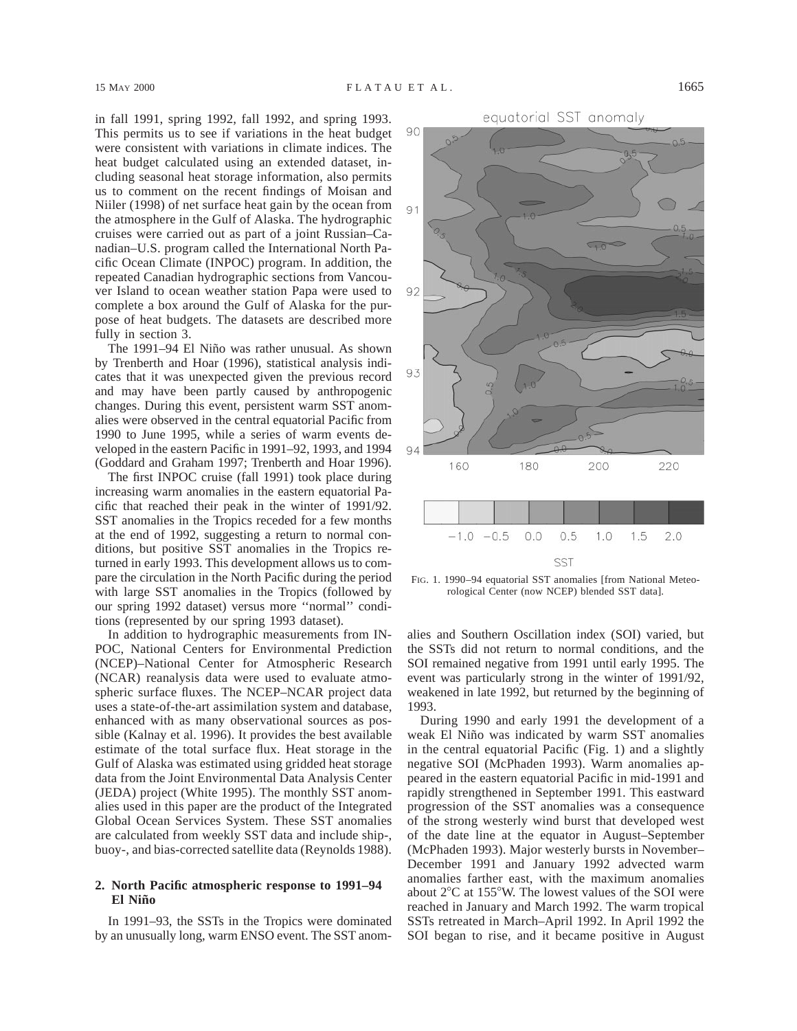in fall 1991, spring 1992, fall 1992, and spring 1993. This permits us to see if variations in the heat budget were consistent with variations in climate indices. The heat budget calculated using an extended dataset, including seasonal heat storage information, also permits us to comment on the recent findings of Moisan and Niiler (1998) of net surface heat gain by the ocean from the atmosphere in the Gulf of Alaska. The hydrographic cruises were carried out as part of a joint Russian–Canadian–U.S. program called the International North Pacific Ocean Climate (INPOC) program. In addition, the repeated Canadian hydrographic sections from Vancouver Island to ocean weather station Papa were used to complete a box around the Gulf of Alaska for the purpose of heat budgets. The datasets are described more fully in section 3.

The 1991–94 El Niño was rather unusual. As shown by Trenberth and Hoar (1996), statistical analysis indicates that it was unexpected given the previous record and may have been partly caused by anthropogenic changes. During this event, persistent warm SST anomalies were observed in the central equatorial Pacific from 1990 to June 1995, while a series of warm events developed in the eastern Pacific in 1991–92, 1993, and 1994 (Goddard and Graham 1997; Trenberth and Hoar 1996).

The first INPOC cruise (fall 1991) took place during increasing warm anomalies in the eastern equatorial Pacific that reached their peak in the winter of 1991/92. SST anomalies in the Tropics receded for a few months at the end of 1992, suggesting a return to normal conditions, but positive SST anomalies in the Tropics returned in early 1993. This development allows us to compare the circulation in the North Pacific during the period with large SST anomalies in the Tropics (followed by our spring 1992 dataset) versus more ''normal'' conditions (represented by our spring 1993 dataset).

In addition to hydrographic measurements from INPOC, National Centers for Environmental Prediction (NCEP)–National Center for Atmospheric Research (NCAR) reanalysis data were used to evaluate atmospheric surface fluxes. The NCEP–NCAR project data uses a state-of-the-art assimilation system and database, enhanced with as many observational sources as possible (Kalnay et al. 1996). It provides the best available estimate of the total surface flux. Heat storage in the Gulf of Alaska was estimated using gridded heat storage data from the Joint Environmental Data Analysis Center (JEDA) project (White 1995). The monthly SST anomalies used in this paper are the product of the Integrated Global Ocean Services System. These SST anomalies are calculated from weekly SST data and include ship-, buoy-, and bias-corrected satellite data (Reynolds 1988).

## 2. North Pacific atmospheric response to 1991–94 El Niño

In 1991–93, the SSTs in the Tropics were dominated by an unusually long, warm ENSO event. The SST anomalies and Southern Oscillation index (SOI) varied, but the SSTs did not return to normal conditions, and the SOI remained negative from 1991 until early 1995. The event was particularly strong in the winter of 1991/92, weakened in late 1992, but returned by the beginning of 1993.

FIG. 1. 1990–94 equatorial SST anomalies [from National Meteorological Center (now NCEP) blended SST data].

During 1990 and early 1991 the development of a weak El Niño was indicated by warm SST anomalies in the central equatorial Pacific (Fig. 1) and a slightly negative SOI (McPhaden 1993). Warm anomalies appeared in the eastern equatorial Pacific in mid-1991 and rapidly strengthened in September 1991. This eastward progression of the SST anomalies was a consequence of the strong westerly wind burst that developed west of the date line at the equator in August–September (McPhaden 1993). Major westerly bursts in November–December 1991 and January 1992 advected warm anomalies farther east, with the maximum anomalies about 2°C at 155°W. The lowest values of the SOI were reached in January and March 1992. The warm tropical SSTs retreated in March–April 1992. In April 1992 the SOI began to rise, and it became positive in August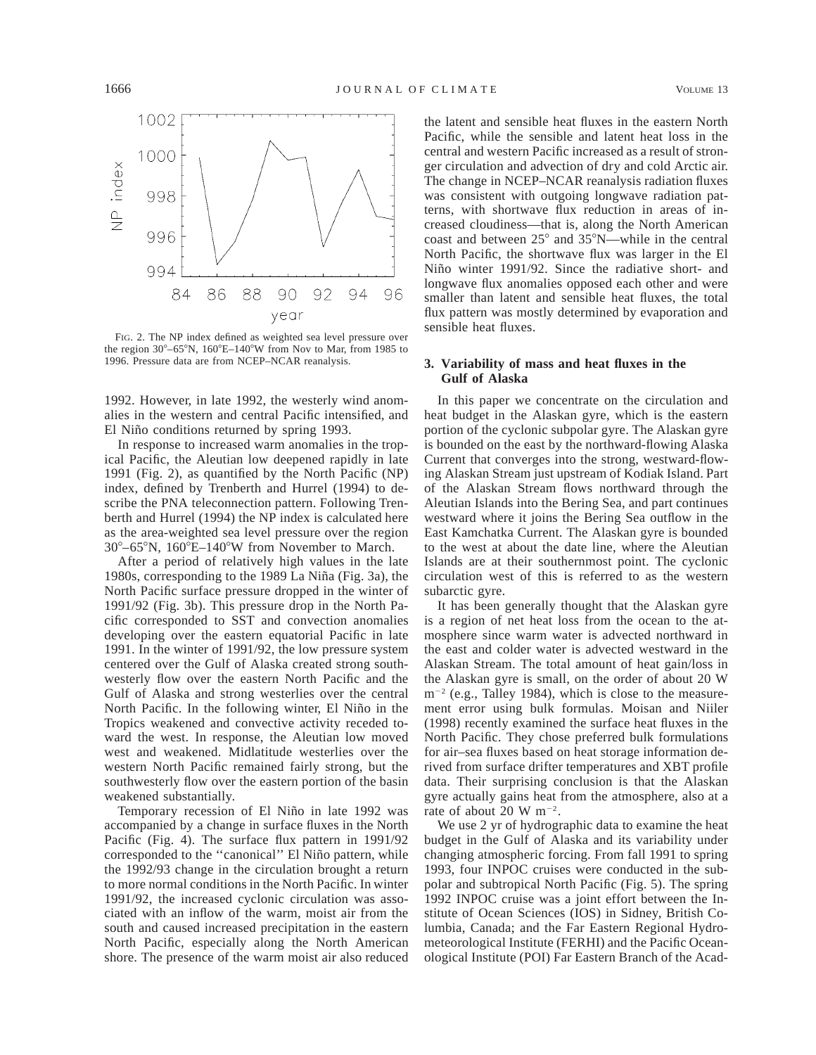FIG. 2. The NP index defined as weighted sea level pressure over the region 30°–65°N, 160°E–140°W from Nov to Mar, from 1985 to 1996. Pressure data are from NCEP–NCAR reanalysis.

1992. However, in late 1992, the westerly wind anomalies in the western and central Pacific intensified, and El Niño conditions returned by spring 1993.

In response to increased warm anomalies in the tropical Pacific, the Aleutian low deepened rapidly in late 1991 (Fig. 2), as quantified by the North Pacific (NP) index, defined by Trenberth and Hurrel (1994) to describe the PNA teleconnection pattern. Following Trenberth and Hurrel (1994) the NP index is calculated here as the area-weighted sea level pressure over the region 30°–65°N, 160°E–140°W from November to March.

After a period of relatively high values in the late 1980s, corresponding to the 1989 La Niña (Fig. 3a), the North Pacific surface pressure dropped in the winter of 1991/92 (Fig. 3b). This pressure drop in the North Pacific corresponded to SST and convection anomalies developing over the eastern equatorial Pacific in late 1991. In the winter of 1991/92, the low pressure system centered over the Gulf of Alaska created strong southwesterly flow over the eastern North Pacific and the Gulf of Alaska and strong westerlies over the central North Pacific. In the following winter, El Niño in the Tropics weakened and convective activity receded toward the west. In response, the Aleutian low moved west and weakened. Midlatitude westerlies over the western North Pacific remained fairly strong, but the southwesterly flow over the eastern portion of the basin weakened substantially.

Temporary recession of El Niño in late 1992 was accompanied by a change in surface fluxes in the North Pacific (Fig. 4). The surface flux pattern in 1991/92 corresponded to the ''canonical'' El Niño pattern, while the 1992/93 change in the circulation brought a return to more normal conditions in the North Pacific. In winter 1991/92, the increased cyclonic circulation was associated with an inflow of the warm, moist air from the south and caused increased precipitation in the eastern North Pacific, especially along the North American shore. The presence of the warm moist air also reduced the latent and sensible heat fluxes in the eastern North Pacific, while the sensible and latent heat loss in the central and western Pacific increased as a result of stronger circulation and advection of dry and cold Arctic air. The change in NCEP–NCAR reanalysis radiation fluxes was consistent with outgoing longwave radiation patterns, with shortwave flux reduction in areas of increased cloudiness—that is, along the North American coast and between 25° and 35°N—while in the central North Pacific, the shortwave flux was larger in the El Niño winter 1991/92. Since the radiative short- and longwave flux anomalies opposed each other and were smaller than latent and sensible heat fluxes, the total flux pattern was mostly determined by evaporation and sensible heat fluxes.

## 3. Variability of mass and heat fluxes in the Gulf of Alaska

In this paper we concentrate on the circulation and heat budget in the Alaskan gyre, which is the eastern portion of the cyclonic subpolar gyre. The Alaskan gyre is bounded on the east by the northward-flowing Alaska Current that converges into the strong, westward-flowing Alaskan Stream just upstream of Kodiak Island. Part of the Alaskan Stream flows northward through the Aleutian Islands into the Bering Sea, and part continues westward where it joins the Bering Sea outflow in the East Kamchatka Current. The Alaskan gyre is bounded to the west at about the date line, where the Aleutian Islands are at their southernmost point. The cyclonic circulation west of this is referred to as the western subarctic gyre.

It has been generally thought that the Alaskan gyre is a region of net heat loss from the ocean to the atmosphere since warm water is advected northward in the east and colder water is advected westward in the Alaskan Stream. The total amount of heat gain/loss in the Alaskan gyre is small, on the order of about 20 W $m^{-2}$ (e.g., Talley 1984), which is close to the measurement error using bulk formulas. Moisan and Niiler (1998) recently examined the surface heat fluxes in the North Pacific. They chose preferred bulk formulations for air–sea fluxes based on heat storage information derived from surface drifter temperatures and XBT profile data. Their surprising conclusion is that the Alaskan gyre actually gains heat from the atmosphere, also at a rate of about 20 W $m^{-2}$.

We use 2 yr of hydrographic data to examine the heat budget in the Gulf of Alaska and its variability under changing atmospheric forcing. From fall 1991 to spring 1993, four INPOC cruises were conducted in the subpolar and subtropical North Pacific (Fig. 5). The spring 1992 INPOC cruise was a joint effort between the Institute of Ocean Sciences (IOS) in Sidney, British Columbia, Canada; and the Far Eastern Regional Hydrometeorological Institute (FERHI) and the Pacific Oceanological Institute (POI) Far Eastern Branch of the Acad-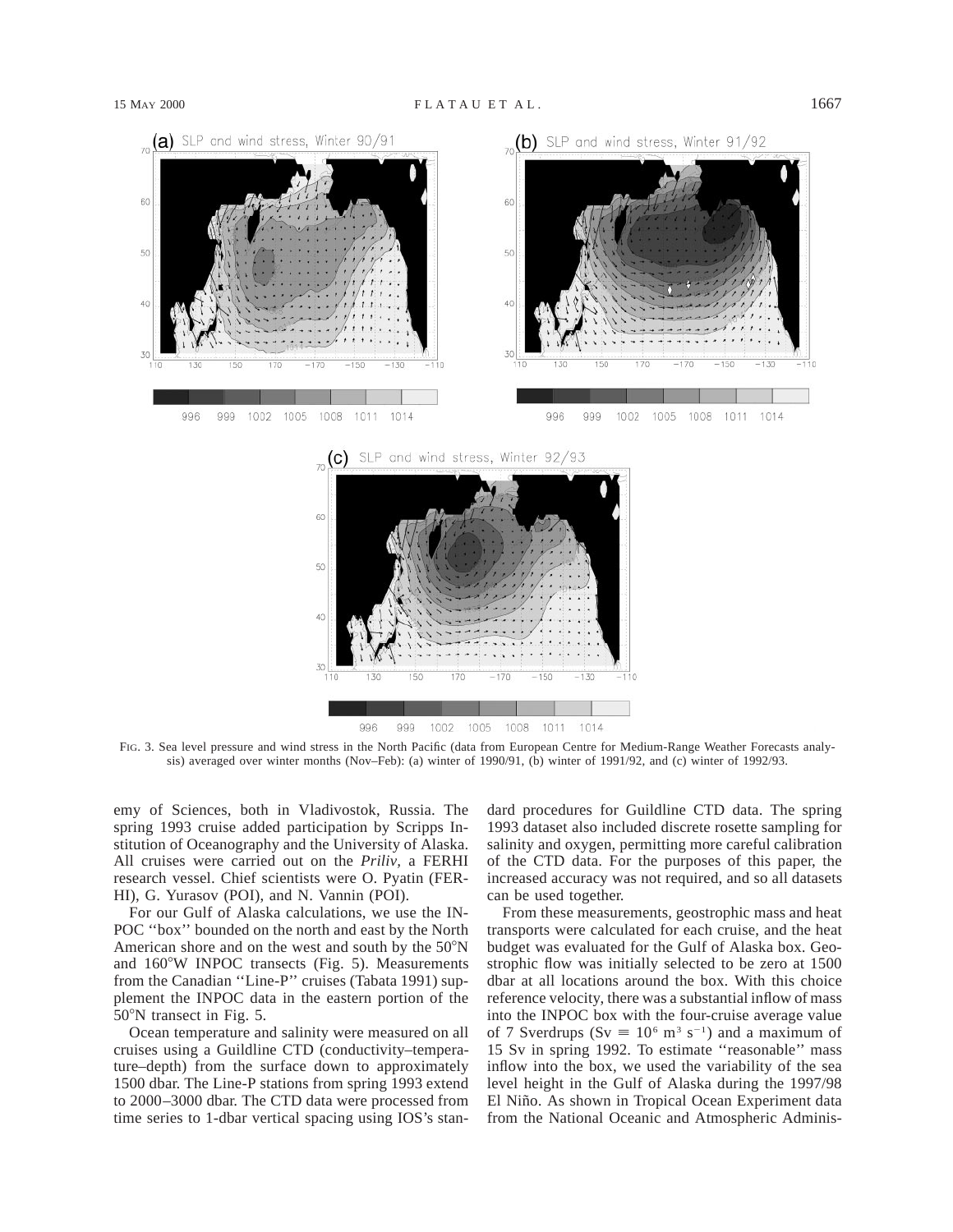FIG. 3. Sea level pressure and wind stress in the North Pacific (data from European Centre for Medium-Range Weather Forecasts analysis) averaged over winter months (Nov–Feb): (a) winter of 1990/91, (b) winter of 1991/92, and (c) winter of 1992/93.

emy of Sciences, both in Vladivostok, Russia. The spring 1993 cruise added participation by Scripps Institution of Oceanography and the University of Alaska. All cruises were carried out on the *Priliv,* a FERHI research vessel. Chief scientists were O. Pyatin (FERHI), G. Yurasov (POI), and N. Vannin (POI).

For our Gulf of Alaska calculations, we use the INPOC ''box'' bounded on the north and east by the North American shore and on the west and south by the 50°N and 160°W INPOC transects (Fig. 5). Measurements from the Canadian ''Line-P'' cruises (Tabata 1991) supplement the INPOC data in the eastern portion of the 50°N transect in Fig. 5.

Ocean temperature and salinity were measured on all cruises using a Guildline CTD (conductivity–temperature–depth) from the surface down to approximately 1500 dbar. The Line-P stations from spring 1993 extend to 2000–3000 dbar. The CTD data were processed from time series to 1-dbar vertical spacing using IOS's standard procedures for Guildline CTD data. The spring 1993 dataset also included discrete rosette sampling for salinity and oxygen, permitting more careful calibration of the CTD data. For the purposes of this paper, the increased accuracy was not required, and so all datasets can be used together.

From these measurements, geostrophic mass and heat transports were calculated for each cruise, and the heat budget was evaluated for the Gulf of Alaska box. Geostrophic flow was initially selected to be zero at 1500 dbar at all locations around the box. With this choice reference velocity, there was a substantial inflow of mass into the INPOC box with the four-cruise average value of 7 Sverdrups (Sv $\equiv 10^6$ m$^3$ s$^{-1}$) and a maximum of 15 Sv in spring 1992. To estimate ''reasonable'' mass inflow into the box, we used the variability of the sea level height in the Gulf of Alaska during the 1997/98 El Niño. As shown in Tropical Ocean Experiment data from the National Oceanic and Atmospheric Adminis-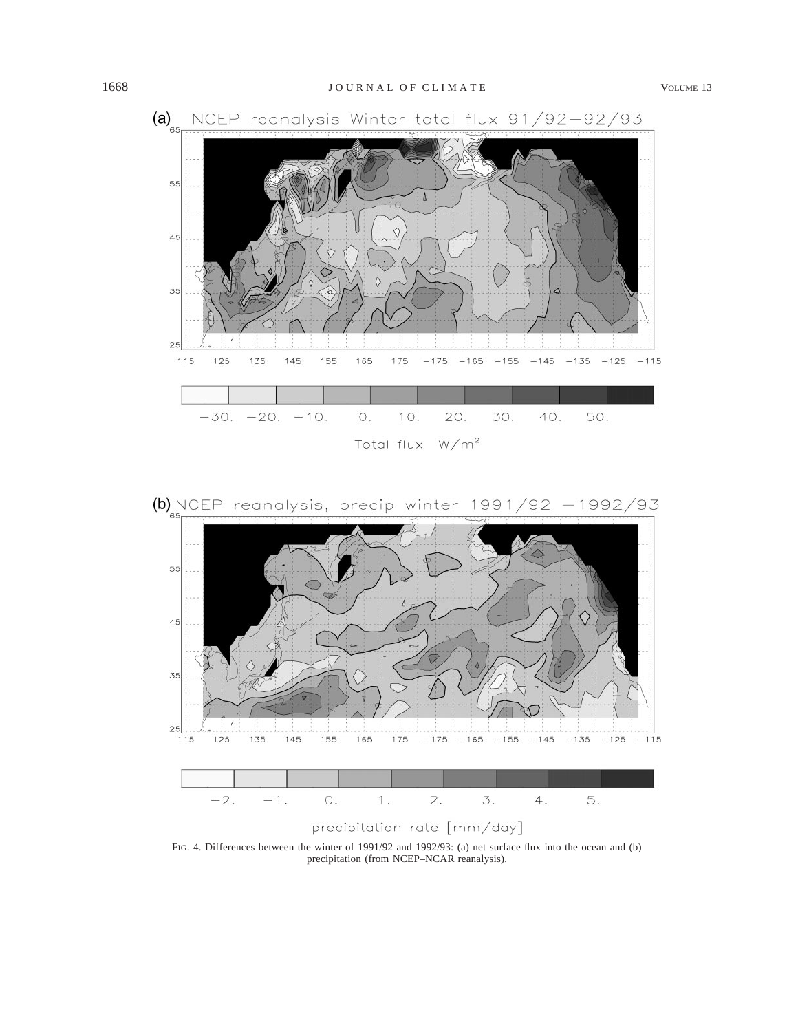FIG. 4. Differences between the winter of 1991/92 and 1992/93: (a) net surface flux into the ocean and (b) precipitation (from NCEP–NCAR reanalysis).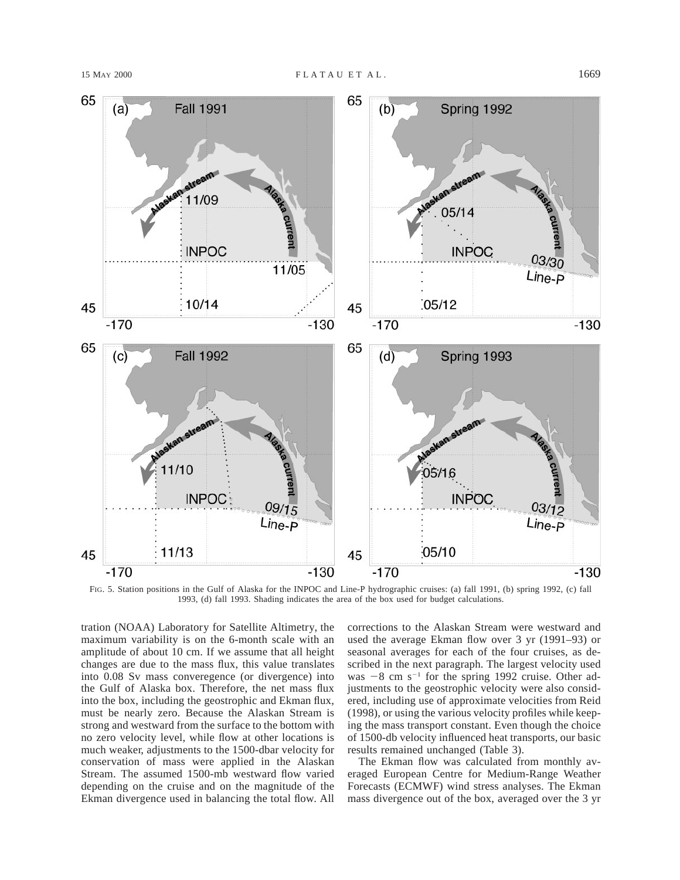FIG. 5. Station positions in the Gulf of Alaska for the INPOC and Line-P hydrographic cruises: (a) fall 1991, (b) spring 1992, (c) fall 1993, (d) fall 1993. Shading indicates the area of the box used for budget calculations.

tration (NOAA) Laboratory for Satellite Altimetry, the maximum variability is on the 6-month scale with an amplitude of about 10 cm. If we assume that all height changes are due to the mass flux, this value translates into 0.08 Sv mass converegence (or divergence) into the Gulf of Alaska box. Therefore, the net mass flux into the box, including the geostrophic and Ekman flux, must be nearly zero. Because the Alaskan Stream is strong and westward from the surface to the bottom with no zero velocity level, while flow at other locations is much weaker, adjustments to the 1500-dbar velocity for conservation of mass were applied in the Alaskan Stream. The assumed 1500-mb westward flow varied depending on the cruise and on the magnitude of the Ekman divergence used in balancing the total flow. All corrections to the Alaskan Stream were westward and used the average Ekman flow over 3 yr (1991–93) or seasonal averages for each of the four cruises, as described in the next paragraph. The largest velocity used was $-8$ cm s$^{-1}$ for the spring 1992 cruise. Other adjustments to the geostrophic velocity were also considered, including use of approximate velocities from Reid (1998), or using the various velocity profiles while keeping the mass transport constant. Even though the choice of 1500-db velocity influenced heat transports, our basic results remained unchanged (Table 3).

The Ekman flow was calculated from monthly averaged European Centre for Medium-Range Weather Forecasts (ECMWF) wind stress analyses. The Ekman mass divergence out of the box, averaged over the 3 yr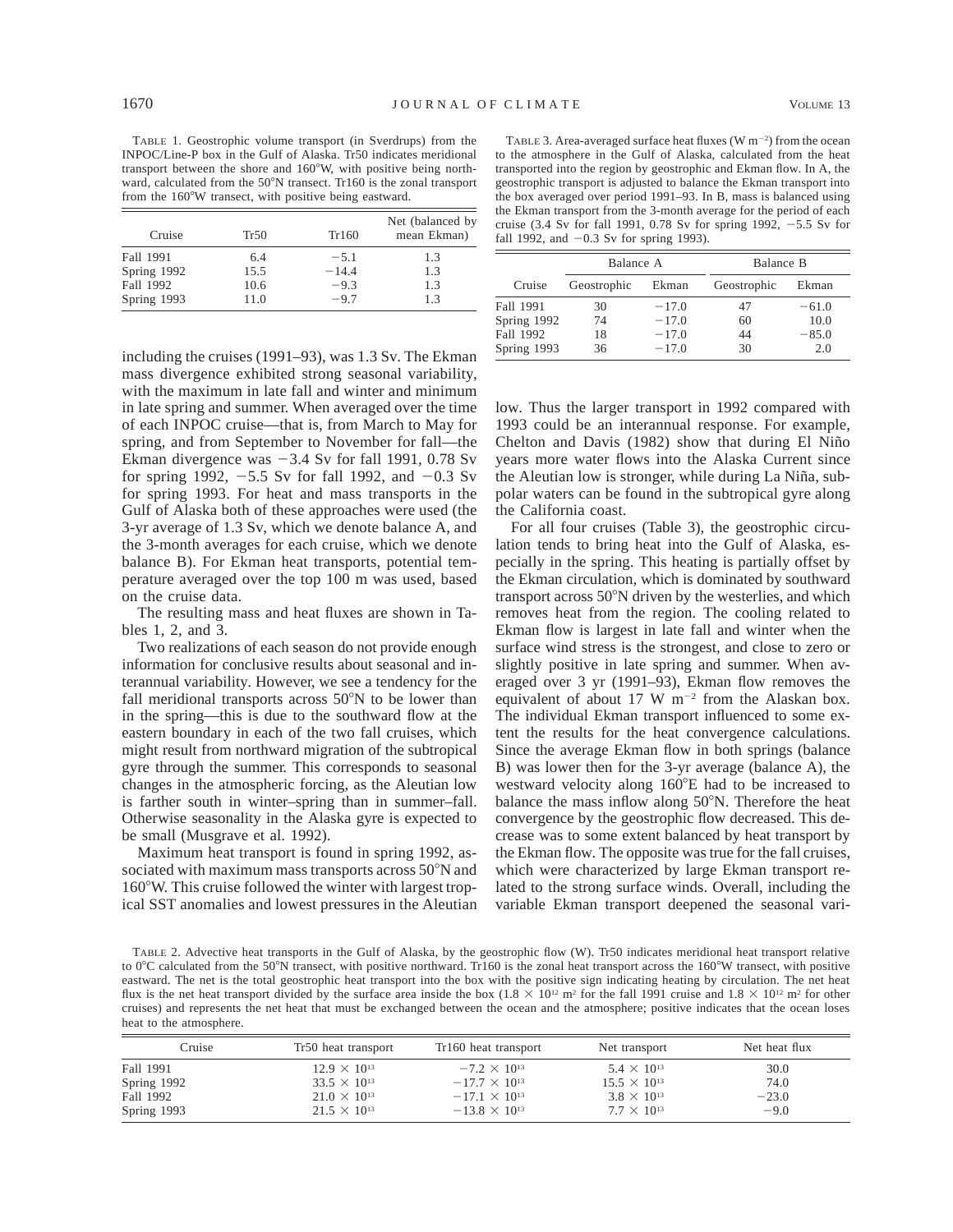TABLE 1. Geostrophic volume transport (in Sverdrups) from the INPOC/Line-P box in the Gulf of Alaska. Tr50 indicates meridional transport between the shore and 160°W, with positive being northward, calculated from the 50°N transect. Tr160 is the zonal transport from the 160°W transect, with positive being eastward.

| Cruise | Tr50 | Tr160 | Net (balanced by mean Ekman) |
|---|---|---|---|
| Fall 1991 | 6.4 | −5.1 | 1.3 |
| Spring 1992 | 15.5 | −14.4 | 1.3 |
| Fall 1992 | 10.6 | −9.3 | 1.3 |
| Spring 1993 | 11.0 | −9.7 | 1.3 |

including the cruises (1991–93), was 1.3 Sv. The Ekman mass divergence exhibited strong seasonal variability, with the maximum in late fall and winter and minimum in late spring and summer. When averaged over the time of each INPOC cruise—that is, from March to May for spring, and from September to November for fall—the Ekman divergence was −3.4 Sv for fall 1991, 0.78 Sv for spring 1992, −5.5 Sv for fall 1992, and −0.3 Sv for spring 1993. For heat and mass transports in the Gulf of Alaska both of these approaches were used (the 3-yr average of 1.3 Sv, which we denote balance A, and the 3-month averages for each cruise, which we denote balance B). For Ekman heat transports, potential temperature averaged over the top 100 m was used, based on the cruise data.

The resulting mass and heat fluxes are shown in Tables 1, 2, and 3.

Two realizations of each season do not provide enough information for conclusive results about seasonal and interannual variability. However, we see a tendency for the fall meridional transports across 50°N to be lower than in the spring—this is due to the southward flow at the eastern boundary in each of the two fall cruises, which might result from northward migration of the subtropical gyre through the summer. This corresponds to seasonal changes in the atmospheric forcing, as the Aleutian low is farther south in winter–spring than in summer–fall. Otherwise seasonality in the Alaska gyre is expected to be small (Musgrave et al. 1992).

Maximum heat transport is found in spring 1992, associated with maximum mass transports across 50°N and 160°W. This cruise followed the winter with largest tropical SST anomalies and lowest pressures in the Aleutian low. Thus the larger transport in 1992 compared with 1993 could be an interannual response. For example, Chelton and Davis (1982) show that during El Niño years more water flows into the Alaska Current since the Aleutian low is stronger, while during La Niña, subpolar waters can be found in the subtropical gyre along the California coast.

TABLE 3. Area-averaged surface heat fluxes (W m$^{-2}$) from the ocean to the atmosphere in the Gulf of Alaska, calculated from the heat transported into the region by geostrophic and Ekman flow. In A, the geostrophic transport is adjusted to balance the Ekman transport into the box averaged over period 1991–93. In B, mass is balanced using the Ekman transport from the 3-month average for the period of each cruise (3.4 Sv for fall 1991, 0.78 Sv for spring 1992, −5.5 Sv for fall 1992, and −0.3 Sv for spring 1993).

| Cruise | Balance A | | Balance B | |
|---|---|---|---|---|
| | Geostrophic | Ekman | Geostrophic | Ekman |
| Fall 1991 | 30 | −17.0 | 47 | −61.0 |
| Spring 1992 | 74 | −17.0 | 60 | 10.0 |
| Fall 1992 | 18 | −17.0 | 44 | −85.0 |
| Spring 1993 | 36 | −17.0 | 30 | 2.0 |

For all four cruises (Table 3), the geostrophic circulation tends to bring heat into the Gulf of Alaska, especially in the spring. This heating is partially offset by the Ekman circulation, which is dominated by southward transport across 50°N driven by the westerlies, and which removes heat from the region. The cooling related to Ekman flow is largest in late fall and winter when the surface wind stress is the strongest, and close to zero or slightly positive in late spring and summer. When averaged over 3 yr (1991–93), Ekman flow removes the equivalent of about 17 W m$^{-2}$ from the Alaskan box. The individual Ekman transport influenced to some extent the results for the heat convergence calculations. Since the average Ekman flow in both springs (balance B) was lower then for the 3-yr average (balance A), the westward velocity along 160°E had to be increased to balance the mass inflow along 50°N. Therefore the heat convergence by the geostrophic flow decreased. This decrease was to some extent balanced by heat transport by the Ekman flow. The opposite was true for the fall cruises, which were characterized by large Ekman transport related to the strong surface winds. Overall, including the variable Ekman transport deepened the seasonal vari-

TABLE 2. Advective heat transports in the Gulf of Alaska, by the geostrophic flow (W). Tr50 indicates meridional heat transport relative to 0°C calculated from the 50°N transect, with positive northward. Tr160 is the zonal heat transport across the 160°W transect, with positive eastward. The net is the total geostrophic heat transport into the box with the positive sign indicating heating by circulation. The net heat flux is the net heat transport divided by the surface area inside the box ($1.8 \times 10^{12}$ m$^2$ for the fall 1991 cruise and $1.8 \times 10^{12}$ m$^2$ for other cruises) and represents the net heat that must be exchanged between the ocean and the atmosphere; positive indicates that the ocean loses heat to the atmosphere.

| Cruise | Tr50 heat transport | Tr160 heat transport | Net transport | Net heat flux |
|---|---|---|---|---|
| Fall 1991 | $12.9 \times 10^{13}$ | $-7.2 \times 10^{13}$ | $5.4 \times 10^{13}$ | 30.0 |
| Spring 1992 | $33.5 \times 10^{13}$ | $-17.7 \times 10^{13}$ | $15.5 \times 10^{13}$ | 74.0 |
| Fall 1992 | $21.0 \times 10^{13}$ | $-17.1 \times 10^{13}$ | $3.8 \times 10^{13}$ | −23.0 |
| Spring 1993 | $21.5 \times 10^{13}$ | $-13.8 \times 10^{13}$ | $7.7 \times 10^{13}$ | −9.0 |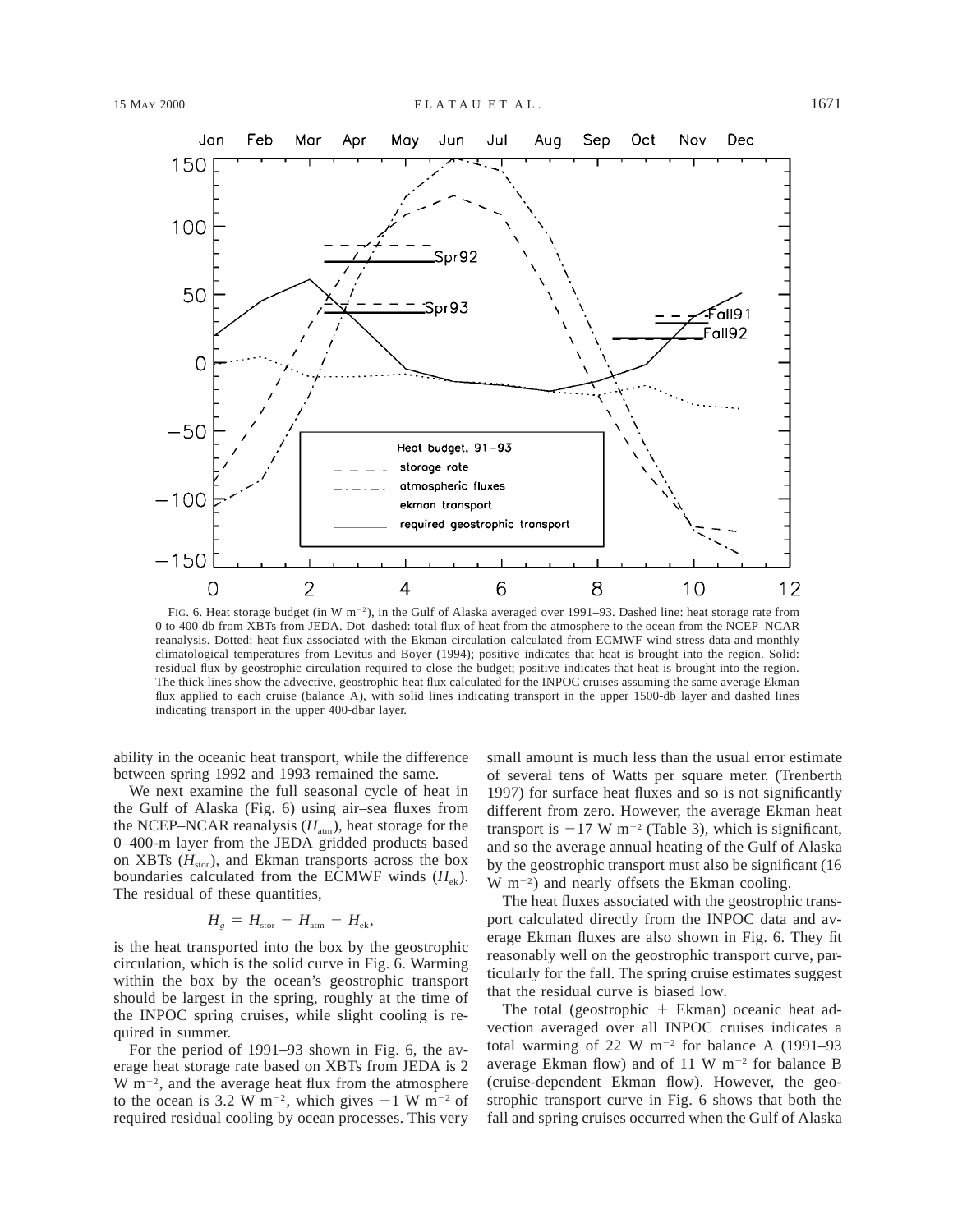FIG. 6. Heat storage budget (in W m$^{-2}$), in the Gulf of Alaska averaged over 1991–93. Dashed line: heat storage rate from 0 to 400 db from XBTs from JEDA. Dot–dashed: total flux of heat from the atmosphere to the ocean from the NCEP–NCAR reanalysis. Dotted: heat flux associated with the Ekman circulation calculated from ECMWF wind stress data and monthly climatological temperatures from Levitus and Boyer (1994); positive indicates that heat is brought into the region. Solid: residual flux by geostrophic circulation required to close the budget; positive indicates that heat is brought into the region. The thick lines show the advective, geostrophic heat flux calculated for the INPOC cruises assuming the same average Ekman flux applied to each cruise (balance A), with solid lines indicating transport in the upper 1500-db layer and dashed lines indicating transport in the upper 400-dbar layer.

ability in the oceanic heat transport, while the difference between spring 1992 and 1993 remained the same.

We next examine the full seasonal cycle of heat in the Gulf of Alaska (Fig. 6) using air–sea fluxes from the NCEP–NCAR reanalysis ($H_{\rm atm}$), heat storage for the 0–400-m layer from the JEDA gridded products based on XBTs ($H_{\rm stor}$), and Ekman transports across the box boundaries calculated from the ECMWF winds ($H_{\rm ek}$). The residual of these quantities,

$$H_g = H_{\rm stor} - H_{\rm atm} - H_{\rm ek},$$

is the heat transported into the box by the geostrophic circulation, which is the solid curve in Fig. 6. Warming within the box by the ocean's geostrophic transport should be largest in the spring, roughly at the time of the INPOC spring cruises, while slight cooling is required in summer.

For the period of 1991–93 shown in Fig. 6, the average heat storage rate based on XBTs from JEDA is 2 W m$^{-2}$, and the average heat flux from the atmosphere to the ocean is 3.2 W m$^{-2}$, which gives $-1$ W m$^{-2}$ of required residual cooling by ocean processes. This very small amount is much less than the usual error estimate of several tens of Watts per square meter. (Trenberth 1997) for surface heat fluxes and so is not significantly different from zero. However, the average Ekman heat transport is $-17$ W m$^{-2}$ (Table 3), which is significant, and so the average annual heating of the Gulf of Alaska by the geostrophic transport must also be significant (16 W m$^{-2}$) and nearly offsets the Ekman cooling.

The heat fluxes associated with the geostrophic transport calculated directly from the INPOC data and average Ekman fluxes are also shown in Fig. 6. They fit reasonably well on the geostrophic transport curve, particularly for the fall. The spring cruise estimates suggest that the residual curve is biased low.

The total (geostrophic + Ekman) oceanic heat advection averaged over all INPOC cruises indicates a total warming of 22 W m$^{-2}$ for balance A (1991–93 average Ekman flow) and of 11 W m$^{-2}$ for balance B (cruise-dependent Ekman flow). However, the geostrophic transport curve in Fig. 6 shows that both the fall and spring cruises occurred when the Gulf of Alaska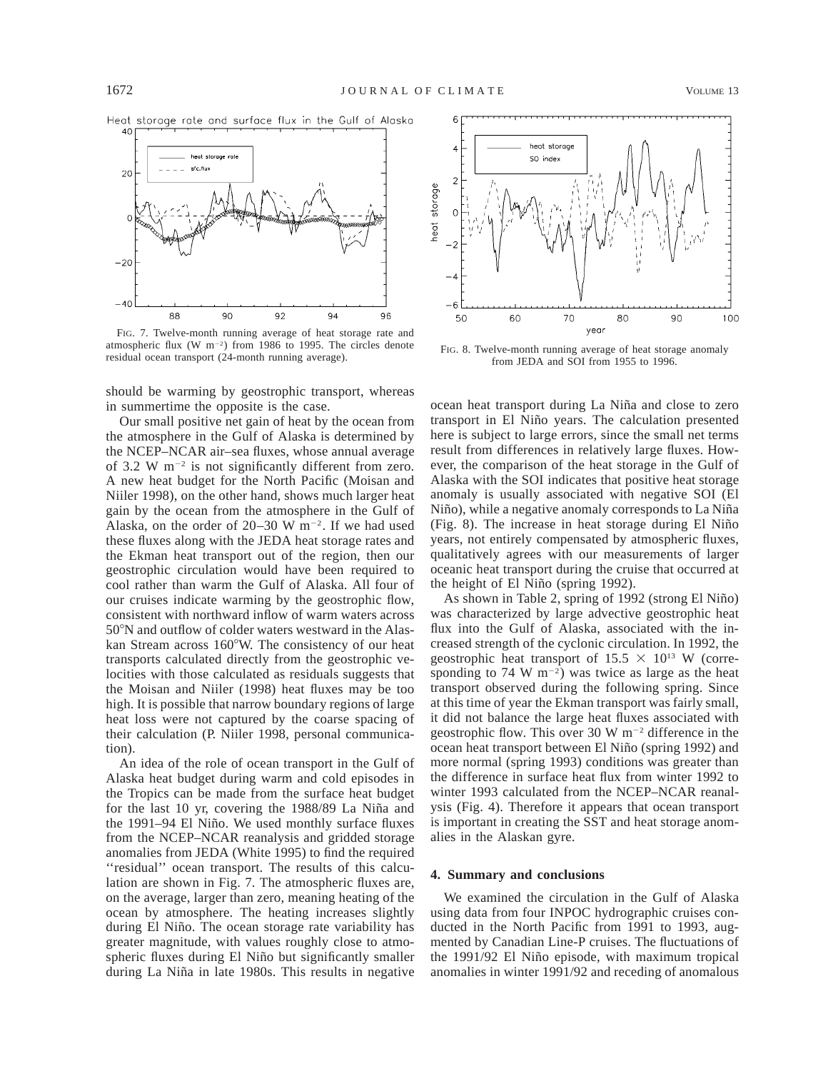FIG. 7. Twelve-month running average of heat storage rate and atmospheric flux (W m$^{-2}$) from 1986 to 1995. The circles denote residual ocean transport (24-month running average).

FIG. 8. Twelve-month running average of heat storage anomaly from JEDA and SOI from 1955 to 1996.

should be warming by geostrophic transport, whereas in summertime the opposite is the case.

Our small positive net gain of heat by the ocean from the atmosphere in the Gulf of Alaska is determined by the NCEP–NCAR air–sea fluxes, whose annual average of 3.2 W m$^{-2}$ is not significantly different from zero. A new heat budget for the North Pacific (Moisan and Niiler 1998), on the other hand, shows much larger heat gain by the ocean from the atmosphere in the Gulf of Alaska, on the order of 20–30 W m$^{-2}$. If we had used these fluxes along with the JEDA heat storage rates and the Ekman heat transport out of the region, then our geostrophic circulation would have been required to cool rather than warm the Gulf of Alaska. All four of our cruises indicate warming by the geostrophic flow, consistent with northward inflow of warm waters across 50°N and outflow of colder waters westward in the Alaskan Stream across 160°W. The consistency of our heat transports calculated directly from the geostrophic velocities with those calculated as residuals suggests that the Moisan and Niiler (1998) heat fluxes may be too high. It is possible that narrow boundary regions of large heat loss were not captured by the coarse spacing of their calculation (P. Niiler 1998, personal communication).

An idea of the role of ocean transport in the Gulf of Alaska heat budget during warm and cold episodes in the Tropics can be made from the surface heat budget for the last 10 yr, covering the 1988/89 La Niña and the 1991–94 El Niño. We used monthly surface fluxes from the NCEP–NCAR reanalysis and gridded storage anomalies from JEDA (White 1995) to find the required ''residual'' ocean transport. The results of this calculation are shown in Fig. 7. The atmospheric fluxes are, on the average, larger than zero, meaning heating of the ocean by atmosphere. The heating increases slightly during El Niño. The ocean storage rate variability has greater magnitude, with values roughly close to atmospheric fluxes during El Niño but significantly smaller during La Niña in late 1980s. This results in negative ocean heat transport during La Niña and close to zero transport in El Niño years. The calculation presented here is subject to large errors, since the small net terms result from differences in relatively large fluxes. However, the comparison of the heat storage in the Gulf of Alaska with the SOI indicates that positive heat storage anomaly is usually associated with negative SOI (El Niño), while a negative anomaly corresponds to La Niña (Fig. 8). The increase in heat storage during El Niño years, not entirely compensated by atmospheric fluxes, qualitatively agrees with our measurements of larger oceanic heat transport during the cruise that occurred at the height of El Niño (spring 1992).

As shown in Table 2, spring of 1992 (strong El Niño) was characterized by large advective geostrophic heat flux into the Gulf of Alaska, associated with the increased strength of the cyclonic circulation. In 1992, the geostrophic heat transport of $15.5 \times 10^{13}$ W (corresponding to 74 W m$^{-2}$) was twice as large as the heat transport observed during the following spring. Since at this time of year the Ekman transport was fairly small, it did not balance the large heat fluxes associated with geostrophic flow. This over 30 W m$^{-2}$ difference in the ocean heat transport between El Niño (spring 1992) and more normal (spring 1993) conditions was greater than the difference in surface heat flux from winter 1992 to winter 1993 calculated from the NCEP–NCAR reanalysis (Fig. 4). Therefore it appears that ocean transport is important in creating the SST and heat storage anomalies in the Alaskan gyre.

## 4. Summary and conclusions

We examined the circulation in the Gulf of Alaska using data from four INPOC hydrographic cruises conducted in the North Pacific from 1991 to 1993, augmented by Canadian Line-P cruises. The fluctuations of the 1991/92 El Niño episode, with maximum tropical anomalies in winter 1991/92 and receding of anomalous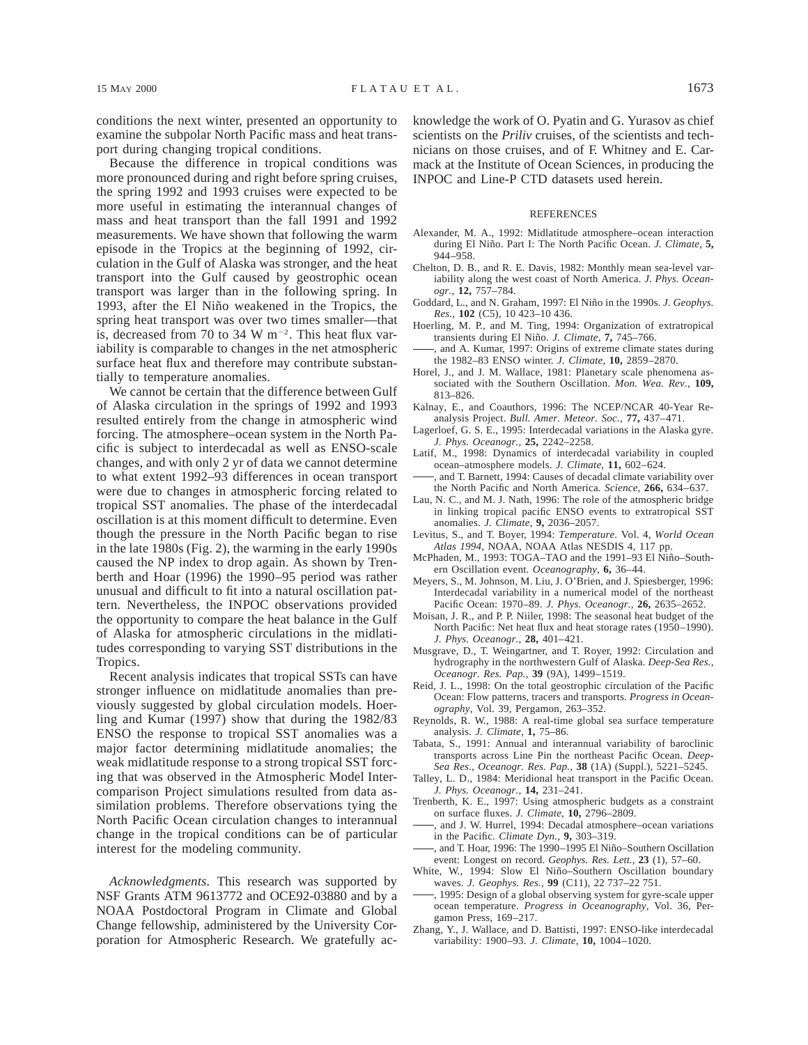conditions the next winter, presented an opportunity to examine the subpolar North Pacific mass and heat transport during changing tropical conditions.

Because the difference in tropical conditions was more pronounced during and right before spring cruises, the spring 1992 and 1993 cruises were expected to be more useful in estimating the interannual changes of mass and heat transport than the fall 1991 and 1992 measurements. We have shown that following the warm episode in the Tropics at the beginning of 1992, circulation in the Gulf of Alaska was stronger, and the heat transport into the Gulf caused by geostrophic ocean transport was larger than in the following spring. In 1993, after the El Niño weakened in the Tropics, the spring heat transport was over two times smaller—that is, decreased from 70 to 34 W m$^{-2}$. This heat flux variability is comparable to changes in the net atmospheric surface heat flux and therefore may contribute substantially to temperature anomalies.

We cannot be certain that the difference between Gulf of Alaska circulation in the springs of 1992 and 1993 resulted entirely from the change in atmospheric wind forcing. The atmosphere–ocean system in the North Pacific is subject to interdecadal as well as ENSO-scale changes, and with only 2 yr of data we cannot determine to what extent 1992–93 differences in ocean transport were due to changes in atmospheric forcing related to tropical SST anomalies. The phase of the interdecadal oscillation is at this moment difficult to determine. Even though the pressure in the North Pacific began to rise in the late 1980s (Fig. 2), the warming in the early 1990s caused the NP index to drop again. As shown by Trenberth and Hoar (1996) the 1990–95 period was rather unusual and difficult to fit into a natural oscillation pattern. Nevertheless, the INPOC observations provided the opportunity to compare the heat balance in the Gulf of Alaska for atmospheric circulations in the midlatitudes corresponding to varying SST distributions in the Tropics.

Recent analysis indicates that tropical SSTs can have stronger influence on midlatitude anomalies than previously suggested by global circulation models. Hoerling and Kumar (1997) show that during the 1982/83 ENSO the response to tropical SST anomalies was a major factor determining midlatitude anomalies; the weak midlatitude response to a strong tropical SST forcing that was observed in the Atmospheric Model Intercomparison Project simulations resulted from data assimilation problems. Therefore observations tying the North Pacific Ocean circulation changes to interannual change in the tropical conditions can be of particular interest for the modeling community.

*Acknowledgments.* This research was supported by NSF Grants ATM 9613772 and OCE92-03880 and by a NOAA Postdoctoral Program in Climate and Global Change fellowship, administered by the University Corporation for Atmospheric Research. We gratefully acknowledge the work of O. Pyatin and G. Yurasov as chief scientists on the *Priliv* cruises, of the scientists and technicians on those cruises, and of F. Whitney and E. Carmack at the Institute of Ocean Sciences, in producing the INPOC and Line-P CTD datasets used herein.

## REFERENCES

Alexander, M. A., 1992: Midlatitude atmosphere–ocean interaction during El Niño. Part I: The North Pacific Ocean. *J. Climate,* **5,** 944–958.

Chelton, D. B., and R. E. Davis, 1982: Monthly mean sea-level variability along the west coast of North America. *J. Phys. Oceanogr.,* **12,** 757–784.

Goddard, L., and N. Graham, 1997: El Niño in the 1990s. *J. Geophys. Res.,* **102** (C5), 10 423–10 436.

Hoerling, M. P., and M. Ting, 1994: Organization of extratropical transients during El Niño. *J. Climate,* **7,** 745–766.

——, and A. Kumar, 1997: Origins of extreme climate states during the 1982–83 ENSO winter. *J. Climate,* **10,** 2859–2870.

Horel, J., and J. M. Wallace, 1981: Planetary scale phenomena associated with the Southern Oscillation. *Mon. Wea. Rev.,* **109,** 813–826.

Kalnay, E., and Coauthors, 1996: The NCEP/NCAR 40-Year Reanalysis Project. *Bull. Amer. Meteor. Soc.,* **77,** 437–471.

Lagerloef, G. S. E., 1995: Interdecadal variations in the Alaska gyre. *J. Phys. Oceanogr.,* **25,** 2242–2258.

Latif, M., 1998: Dynamics of interdecadal variability in coupled ocean–atmosphere models. *J. Climate,* **11,** 602–624.

——, and T. Barnett, 1994: Causes of decadal climate variability over the North Pacific and North America. *Science,* **266,** 634–637.

Lau, N. C., and M. J. Nath, 1996: The role of the atmospheric bridge in linking tropical pacific ENSO events to extratropical SST anomalies. *J. Climate,* **9,** 2036–2057.

Levitus, S., and T. Boyer, 1994: *Temperature.* Vol. 4, *World Ocean Atlas 1994,* NOAA, NOAA Atlas NESDIS 4, 117 pp.

McPhaden, M., 1993: TOGA–TAO and the 1991–93 El Niño–Southern Oscillation event. *Oceanography,* **6,** 36–44.

Meyers, S., M. Johnson, M. Liu, J. O'Brien, and J. Spiesberger, 1996: Interdecadal variability in a numerical model of the northeast Pacific Ocean: 1970–89. *J. Phys. Oceanogr.,* **26,** 2635–2652.

Moisan, J. R., and P. P. Niiler, 1998: The seasonal heat budget of the North Pacific: Net heat flux and heat storage rates (1950–1990). *J. Phys. Oceanogr.,* **28,** 401–421.

Musgrave, D., T. Weingartner, and T. Royer, 1992: Circulation and hydrography in the northwestern Gulf of Alaska. *Deep-Sea Res., Oceanogr. Res. Pap.,* **39** (9A), 1499–1519.

Reid, J. L., 1998: On the total geostrophic circulation of the Pacific Ocean: Flow patterns, tracers and transports. *Progress in Oceanography,* Vol. 39, Pergamon, 263–352.

Reynolds, R. W., 1988: A real-time global sea surface temperature analysis. *J. Climate,* **1,** 75–86.

Tabata, S., 1991: Annual and interannual variability of baroclinic transports across Line Pin the northeast Pacific Ocean. *Deep-Sea Res., Oceanogr. Res. Pap.,* **38** (1A) (Suppl.), 5221–5245.

Talley, L. D., 1984: Meridional heat transport in the Pacific Ocean. *J. Phys. Oceanogr.,* **14,** 231–241.

Trenberth, K. E., 1997: Using atmospheric budgets as a constraint on surface fluxes. *J. Climate,* **10,** 2796–2809.

——, and J. W. Hurrel, 1994: Decadal atmosphere–ocean variations in the Pacific. *Climate Dyn.,* **9,** 303–319.

——, and T. Hoar, 1996: The 1990–1995 El Niño–Southern Oscillation event: Longest on record. *Geophys. Res. Lett.,* **23** (1), 57–60.

White, W., 1994: Slow El Niño–Southern Oscillation boundary waves. *J. Geophys. Res.,* **99** (C11), 22 737–22 751.

——, 1995: Design of a global observing system for gyre-scale upper ocean temperature. *Progress in Oceanography,* Vol. 36, Pergamon Press, 169–217.

Zhang, Y., J. Wallace, and D. Battisti, 1997: ENSO-like interdecadal variability: 1900–93. *J. Climate,* **10,** 1004–1020.